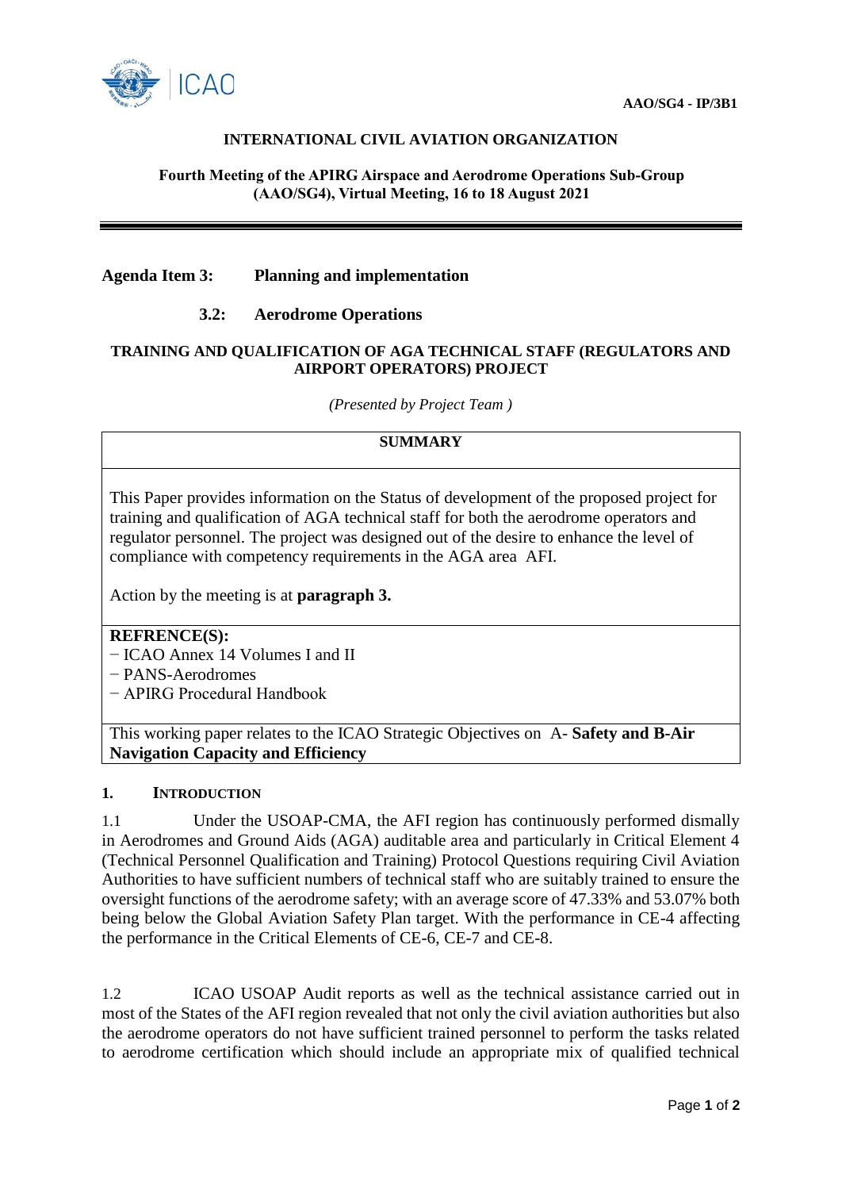AAO/SG4 - IP/3B1

**INTERNATIONAL CIVIL AVIATION ORGANIZATION**

**Fourth Meeting of the APIRG Airspace and Aerodrome Operations Sub-Group (AAO/SG4), Virtual Meeting, 16 to 18 August 2021**

---

**Agenda Item 3: Planning and implementation**

**3.2: Aerodrome Operations**

**TRAINING AND QUALIFICATION OF AGA TECHNICAL STAFF (REGULATORS AND AIRPORT OPERATORS) PROJECT**

*(Presented by Project Team )*

| SUMMARY |
|---|
| This Paper provides information on the Status of development of the proposed project for training and qualification of AGA technical staff for both the aerodrome operators and regulator personnel. The project was designed out of the desire to enhance the level of compliance with competency requirements in the AGA area AFI.<br><br>Action by the meeting is at **paragraph 3.** |
| **REFRENCE(S):**<br>− ICAO Annex 14 Volumes I and II<br>− PANS-Aerodromes<br>− APIRG Procedural Handbook |
| This working paper relates to the ICAO Strategic Objectives on A- **Safety and B-Air Navigation Capacity and Efficiency** |

## 1. INTRODUCTION

1.1 Under the USOAP-CMA, the AFI region has continuously performed dismally in Aerodromes and Ground Aids (AGA) auditable area and particularly in Critical Element 4 (Technical Personnel Qualification and Training) Protocol Questions requiring Civil Aviation Authorities to have sufficient numbers of technical staff who are suitably trained to ensure the oversight functions of the aerodrome safety; with an average score of 47.33% and 53.07% both being below the Global Aviation Safety Plan target. With the performance in CE-4 affecting the performance in the Critical Elements of CE-6, CE-7 and CE-8.

1.2 ICAO USOAP Audit reports as well as the technical assistance carried out in most of the States of the AFI region revealed that not only the civil aviation authorities but also the aerodrome operators do not have sufficient trained personnel to perform the tasks related to aerodrome certification which should include an appropriate mix of qualified technical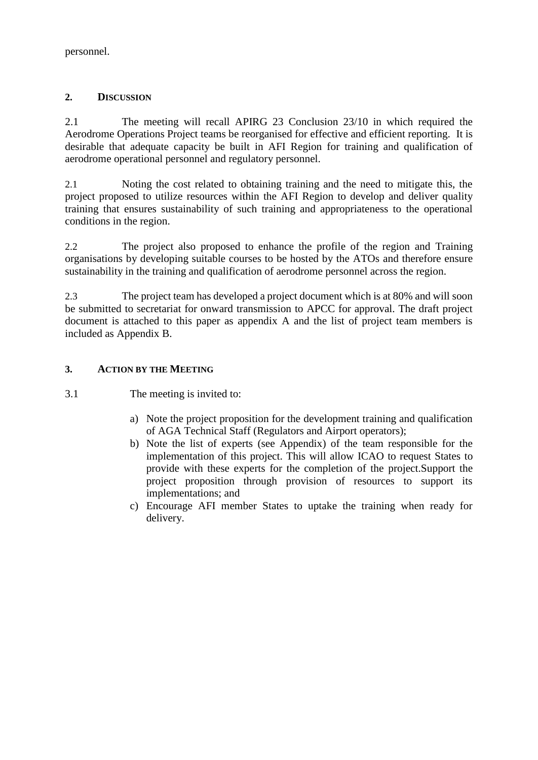personnel.

## 2. DISCUSSION

2.1 The meeting will recall APIRG 23 Conclusion 23/10 in which required the Aerodrome Operations Project teams be reorganised for effective and efficient reporting. It is desirable that adequate capacity be built in AFI Region for training and qualification of aerodrome operational personnel and regulatory personnel.

2.1 Noting the cost related to obtaining training and the need to mitigate this, the project proposed to utilize resources within the AFI Region to develop and deliver quality training that ensures sustainability of such training and appropriateness to the operational conditions in the region.

2.2 The project also proposed to enhance the profile of the region and Training organisations by developing suitable courses to be hosted by the ATOs and therefore ensure sustainability in the training and qualification of aerodrome personnel across the region.

2.3 The project team has developed a project document which is at 80% and will soon be submitted to secretariat for onward transmission to APCC for approval. The draft project document is attached to this paper as appendix A and the list of project team members is included as Appendix B.

## 3. ACTION BY THE MEETING

3.1 The meeting is invited to:

a) Note the project proposition for the development training and qualification of AGA Technical Staff (Regulators and Airport operators);
b) Note the list of experts (see Appendix) of the team responsible for the implementation of this project. This will allow ICAO to request States to provide with these experts for the completion of the project.Support the project proposition through provision of resources to support its implementations; and
c) Encourage AFI member States to uptake the training when ready for delivery.